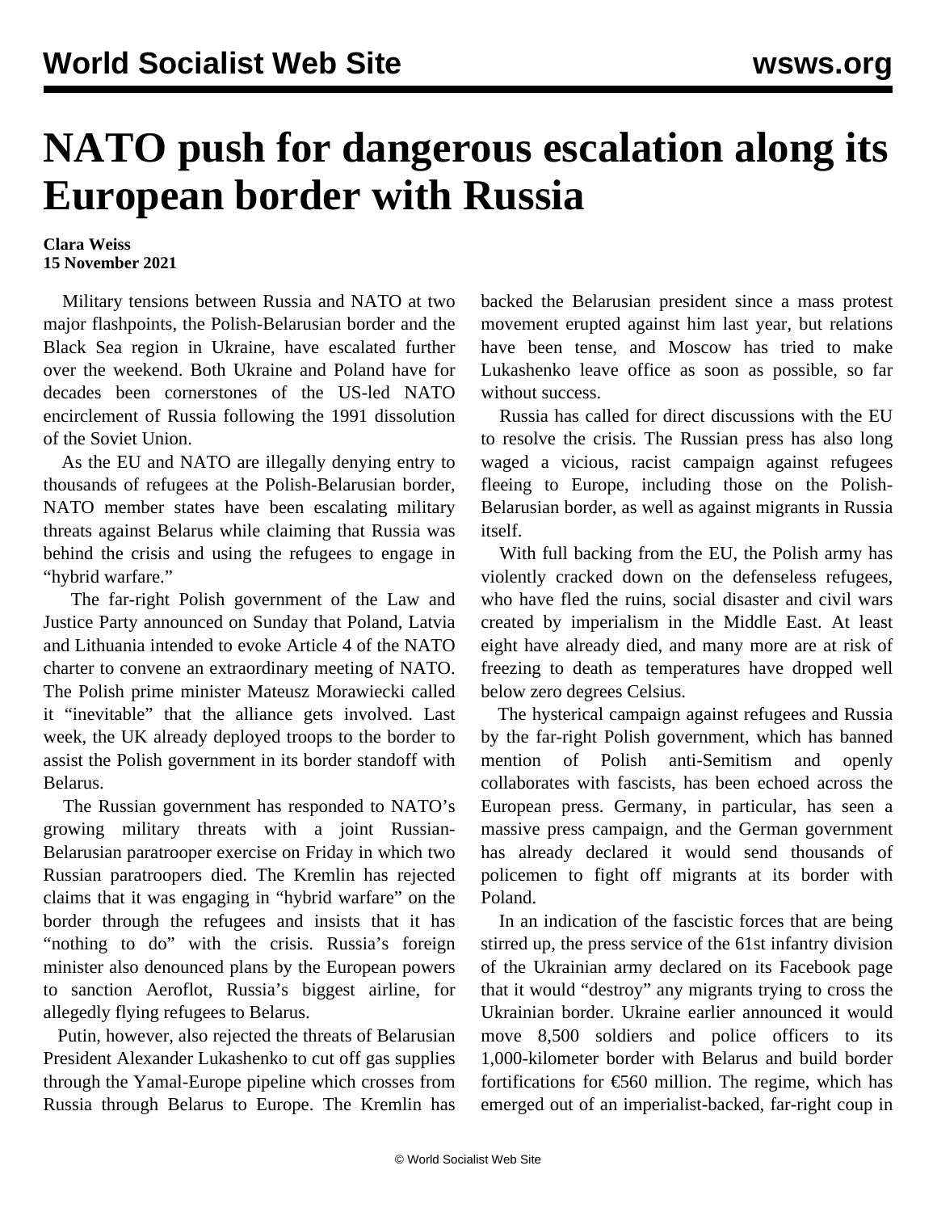# NATO push for dangerous escalation along its European border with Russia

**Clara Weiss**
**15 November 2021**

Military tensions between Russia and NATO at two major flashpoints, the Polish-Belarusian border and the Black Sea region in Ukraine, have escalated further over the weekend. Both Ukraine and Poland have for decades been cornerstones of the US-led NATO encirclement of Russia following the 1991 dissolution of the Soviet Union.

As the EU and NATO are illegally denying entry to thousands of refugees at the Polish-Belarusian border, NATO member states have been escalating military threats against Belarus while claiming that Russia was behind the crisis and using the refugees to engage in "hybrid warfare."

The far-right Polish government of the Law and Justice Party announced on Sunday that Poland, Latvia and Lithuania intended to evoke Article 4 of the NATO charter to convene an extraordinary meeting of NATO. The Polish prime minister Mateusz Morawiecki called it "inevitable" that the alliance gets involved. Last week, the UK already deployed troops to the border to assist the Polish government in its border standoff with Belarus.

The Russian government has responded to NATO's growing military threats with a joint Russian-Belarusian paratrooper exercise on Friday in which two Russian paratroopers died. The Kremlin has rejected claims that it was engaging in "hybrid warfare" on the border through the refugees and insists that it has "nothing to do" with the crisis. Russia's foreign minister also denounced plans by the European powers to sanction Aeroflot, Russia's biggest airline, for allegedly flying refugees to Belarus.

Putin, however, also rejected the threats of Belarusian President Alexander Lukashenko to cut off gas supplies through the Yamal-Europe pipeline which crosses from Russia through Belarus to Europe. The Kremlin has backed the Belarusian president since a mass protest movement erupted against him last year, but relations have been tense, and Moscow has tried to make Lukashenko leave office as soon as possible, so far without success.

Russia has called for direct discussions with the EU to resolve the crisis. The Russian press has also long waged a vicious, racist campaign against refugees fleeing to Europe, including those on the Polish-Belarusian border, as well as against migrants in Russia itself.

With full backing from the EU, the Polish army has violently cracked down on the defenseless refugees, who have fled the ruins, social disaster and civil wars created by imperialism in the Middle East. At least eight have already died, and many more are at risk of freezing to death as temperatures have dropped well below zero degrees Celsius.

The hysterical campaign against refugees and Russia by the far-right Polish government, which has banned mention of Polish anti-Semitism and openly collaborates with fascists, has been echoed across the European press. Germany, in particular, has seen a massive press campaign, and the German government has already declared it would send thousands of policemen to fight off migrants at its border with Poland.

In an indication of the fascistic forces that are being stirred up, the press service of the 61st infantry division of the Ukrainian army declared on its Facebook page that it would "destroy" any migrants trying to cross the Ukrainian border. Ukraine earlier announced it would move 8,500 soldiers and police officers to its 1,000-kilometer border with Belarus and build border fortifications for €560 million. The regime, which has emerged out of an imperialist-backed, far-right coup in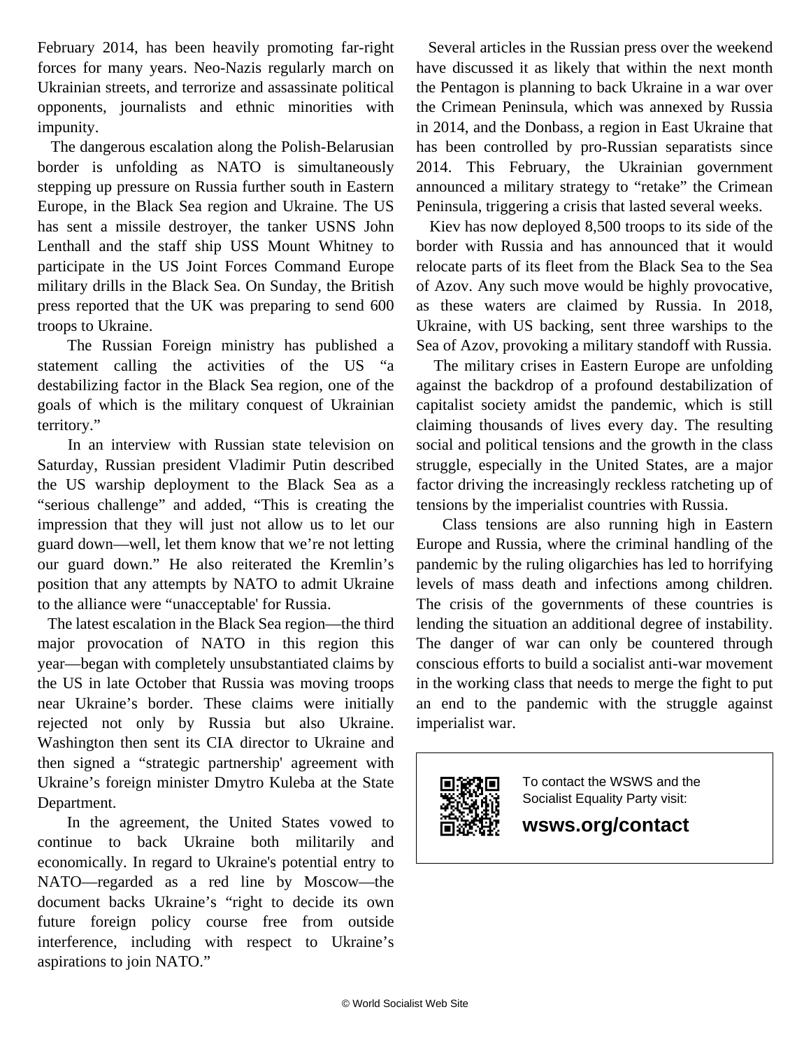February 2014, has been heavily promoting far-right forces for many years. Neo-Nazis regularly march on Ukrainian streets, and terrorize and assassinate political opponents, journalists and ethnic minorities with impunity.

The dangerous escalation along the Polish-Belarusian border is unfolding as NATO is simultaneously stepping up pressure on Russia further south in Eastern Europe, in the Black Sea region and Ukraine. The US has sent a missile destroyer, the tanker USNS John Lenthall and the staff ship USS Mount Whitney to participate in the US Joint Forces Command Europe military drills in the Black Sea. On Sunday, the British press reported that the UK was preparing to send 600 troops to Ukraine.

The Russian Foreign ministry has published a statement calling the activities of the US "a destabilizing factor in the Black Sea region, one of the goals of which is the military conquest of Ukrainian territory."

In an interview with Russian state television on Saturday, Russian president Vladimir Putin described the US warship deployment to the Black Sea as a "serious challenge" and added, "This is creating the impression that they will just not allow us to let our guard down—well, let them know that we're not letting our guard down." He also reiterated the Kremlin's position that any attempts by NATO to admit Ukraine to the alliance were "unacceptable' for Russia.

The latest escalation in the Black Sea region—the third major provocation of NATO in this region this year—began with completely unsubstantiated claims by the US in late October that Russia was moving troops near Ukraine's border. These claims were initially rejected not only by Russia but also Ukraine. Washington then sent its CIA director to Ukraine and then signed a "strategic partnership' agreement with Ukraine's foreign minister Dmytro Kuleba at the State Department.

In the agreement, the United States vowed to continue to back Ukraine both militarily and economically. In regard to Ukraine's potential entry to NATO—regarded as a red line by Moscow—the document backs Ukraine's "right to decide its own future foreign policy course free from outside interference, including with respect to Ukraine's aspirations to join NATO."

Several articles in the Russian press over the weekend have discussed it as likely that within the next month the Pentagon is planning to back Ukraine in a war over the Crimean Peninsula, which was annexed by Russia in 2014, and the Donbass, a region in East Ukraine that has been controlled by pro-Russian separatists since 2014. This February, the Ukrainian government announced a military strategy to "retake" the Crimean Peninsula, triggering a crisis that lasted several weeks.

Kiev has now deployed 8,500 troops to its side of the border with Russia and has announced that it would relocate parts of its fleet from the Black Sea to the Sea of Azov. Any such move would be highly provocative, as these waters are claimed by Russia. In 2018, Ukraine, with US backing, sent three warships to the Sea of Azov, provoking a military standoff with Russia.

The military crises in Eastern Europe are unfolding against the backdrop of a profound destabilization of capitalist society amidst the pandemic, which is still claiming thousands of lives every day. The resulting social and political tensions and the growth in the class struggle, especially in the United States, are a major factor driving the increasingly reckless ratcheting up of tensions by the imperialist countries with Russia.

Class tensions are also running high in Eastern Europe and Russia, where the criminal handling of the pandemic by the ruling oligarchies has led to horrifying levels of mass death and infections among children. The crisis of the governments of these countries is lending the situation an additional degree of instability. The danger of war can only be countered through conscious efforts to build a socialist anti-war movement in the working class that needs to merge the fight to put an end to the pandemic with the struggle against imperialist war.

To contact the WSWS and the Socialist Equality Party visit:

**wsws.org/contact**